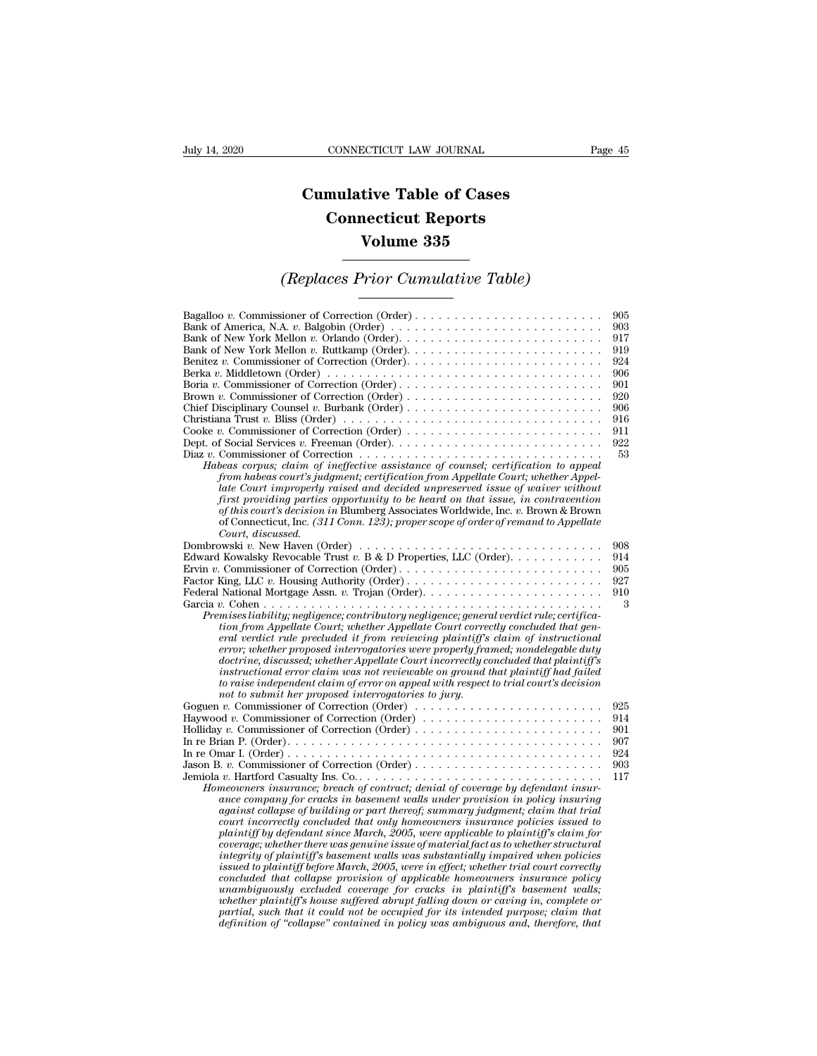# Cumulative Table of Cases
# Connecticut Reports
# Volume 335

## *(Replaces Prior Cumulative Table)*

Bagalloo *v.* Commissioner of Correction (Order) . . . . . . . . . . . . . . . . . . . . . . . . 905
Bank of America, N.A. *v.* Balgobin (Order) . . . . . . . . . . . . . . . . . . . . . . . . . . 903
Bank of New York Mellon *v.* Orlando (Order). . . . . . . . . . . . . . . . . . . . . . . . . . 917
Bank of New York Mellon *v.* Ruttkamp (Order). . . . . . . . . . . . . . . . . . . . . . . . . 919
Benitez *v.* Commissioner of Correction (Order). . . . . . . . . . . . . . . . . . . . . . . . . 924
Berka *v.* Middletown (Order) . . . . . . . . . . . . . . . . . . . . . . . . . . . . . . . . . . 906
Boria *v.* Commissioner of Correction (Order) . . . . . . . . . . . . . . . . . . . . . . . . . . 901
Brown *v.* Commissioner of Correction (Order) . . . . . . . . . . . . . . . . . . . . . . . . . 920
Chief Disciplinary Counsel *v.* Burbank (Order) . . . . . . . . . . . . . . . . . . . . . . . . . 906
Christiana Trust *v.* Bliss (Order) . . . . . . . . . . . . . . . . . . . . . . . . . . . . . . . . 916
Cooke *v.* Commissioner of Correction (Order) . . . . . . . . . . . . . . . . . . . . . . . . . 911
Dept. of Social Services *v.* Freeman (Order). . . . . . . . . . . . . . . . . . . . . . . . . . 922
Diaz *v.* Commissioner of Correction . . . . . . . . . . . . . . . . . . . . . . . . . . . . . . . 53

*Habeas corpus; claim of ineffective assistance of counsel; certification to appeal from habeas court's judgment; certification from Appellate Court; whether Appellate Court improperly raised and decided unpreserved issue of waiver without first providing parties opportunity to be heard on that issue, in contravention of this court's decision in* Blumberg Associates Worldwide, Inc. *v.* Brown & Brown of Connecticut, Inc. *(311 Conn. 123); proper scope of order of remand to Appellate Court, discussed.*

Dombrowski *v.* New Haven (Order) . . . . . . . . . . . . . . . . . . . . . . . . . . . . . . . 908
Edward Kowalsky Revocable Trust *v.* B & D Properties, LLC (Order). . . . . . . . . . . . 914
Ervin *v.* Commissioner of Correction (Order) . . . . . . . . . . . . . . . . . . . . . . . . . . 905
Factor King, LLC *v.* Housing Authority (Order) . . . . . . . . . . . . . . . . . . . . . . . . 927
Federal National Mortgage Assn. *v.* Trojan (Order). . . . . . . . . . . . . . . . . . . . . . . 910
Garcia *v.* Cohen . . . . . . . . . . . . . . . . . . . . . . . . . . . . . . . . . . . . . . . . . . 3

*Premises liability; negligence; contributory negligence; general verdict rule; certification from Appellate Court; whether Appellate Court correctly concluded that general verdict rule precluded it from reviewing plaintiff's claim of instructional error; whether proposed interrogatories were properly framed; nondelegable duty doctrine, discussed; whether Appellate Court incorrectly concluded that plaintiff's instructional error claim was not reviewable on ground that plaintiff had failed to raise independent claim of error on appeal with respect to trial court's decision not to submit her proposed interrogatories to jury.*

Goguen *v.* Commissioner of Correction (Order) . . . . . . . . . . . . . . . . . . . . . . . . 925
Haywood *v.* Commissioner of Correction (Order) . . . . . . . . . . . . . . . . . . . . . . . 914
Holliday *v.* Commissioner of Correction (Order) . . . . . . . . . . . . . . . . . . . . . . . . 901
In re Brian P. (Order). . . . . . . . . . . . . . . . . . . . . . . . . . . . . . . . . . . . . . . 907
In re Omar I. (Order) . . . . . . . . . . . . . . . . . . . . . . . . . . . . . . . . . . . . . . . 924
Jason B. *v.* Commissioner of Correction (Order) . . . . . . . . . . . . . . . . . . . . . . . . 903
Jemiola *v.* Hartford Casualty Ins. Co.. . . . . . . . . . . . . . . . . . . . . . . . . . . . . . 117

*Homeowners insurance; breach of contract; denial of coverage by defendant insurance company for cracks in basement walls under provision in policy insuring against collapse of building or part thereof; summary judgment; claim that trial court incorrectly concluded that only homeowners insurance policies issued to plaintiff by defendant since March, 2005, were applicable to plaintiff's claim for coverage; whether there was genuine issue of material fact as to whether structural integrity of plaintiff's basement walls was substantially impaired when policies issued to plaintiff before March, 2005, were in effect; whether trial court correctly concluded that collapse provision of applicable homeowners insurance policy unambiguously excluded coverage for cracks in plaintiff's basement walls; whether plaintiff's house suffered abrupt falling down or caving in, complete or partial, such that it could not be occupied for its intended purpose; claim that definition of "collapse" contained in policy was ambiguous and, therefore, that*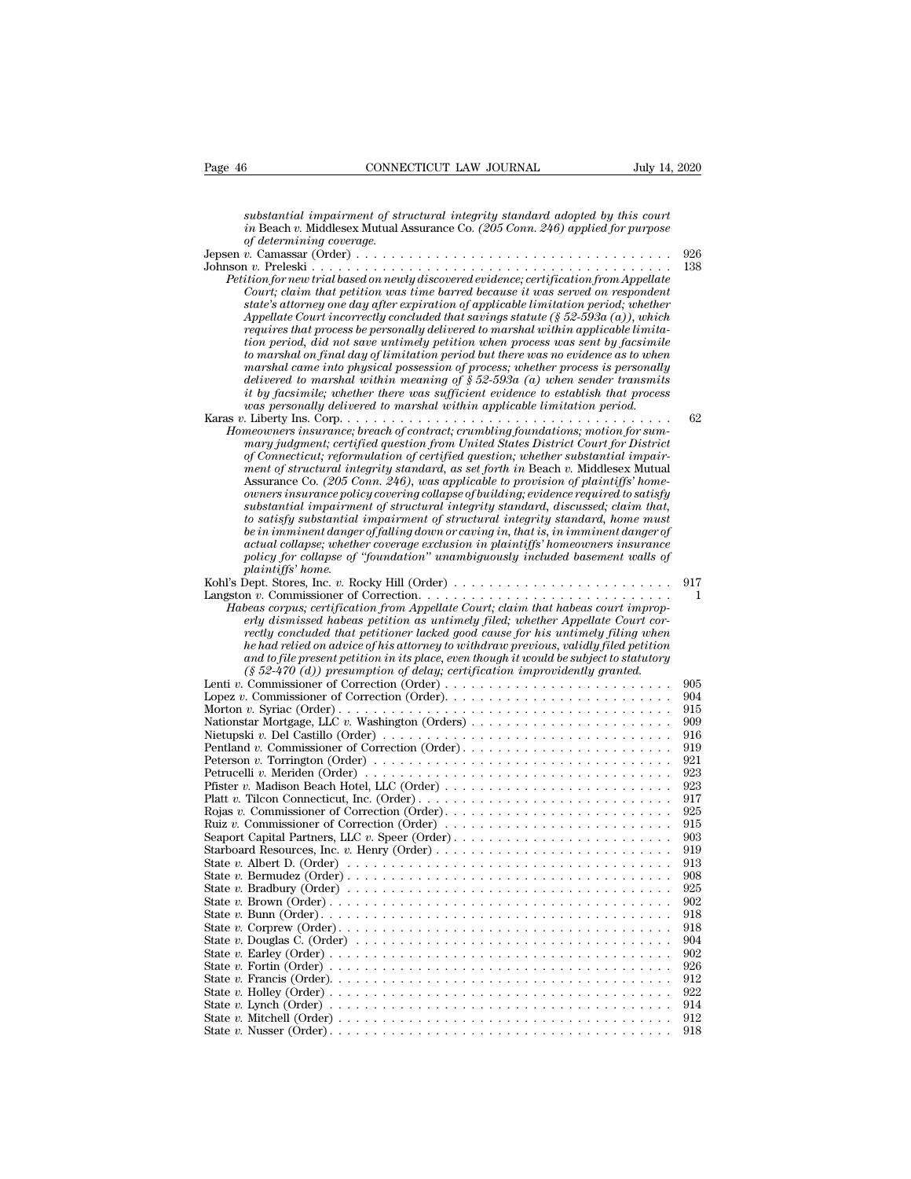*substantial impairment of structural integrity standard adopted by this court in* Beach *v.* Middlesex Mutual Assurance Co. *(205 Conn. 246) applied for purpose of determining coverage.*

Jepsen *v.* Camassar (Order) . . . . . . . . . . . . . . . . . . . . . . . . . . . . . . . . . . . . 926

Johnson *v.* Preleski . . . . . . . . . . . . . . . . . . . . . . . . . . . . . . . . . . . . . . . . . . 138

*Petition for new trial based on newly discovered evidence; certification from Appellate Court; claim that petition was time barred because it was served on respondent state's attorney one day after expiration of applicable limitation period; whether Appellate Court incorrectly concluded that savings statute (§ 52-593a (a)), which requires that process be personally delivered to marshal within applicable limitation period, did not save untimely petition when process was sent by facsimile to marshal on final day of limitation period but there was no evidence as to when marshal came into physical possession of process; whether process is personally delivered to marshal within meaning of § 52-593a (a) when sender transmits it by facsimile; whether there was sufficient evidence to establish that process was personally delivered to marshal within applicable limitation period.*

Karas *v.* Liberty Ins. Corp. . . . . . . . . . . . . . . . . . . . . . . . . . . . . . . . . . . . . . 62

*Homeowners insurance; breach of contract; crumbling foundations; motion for summary judgment; certified question from United States District Court for District of Connecticut; reformulation of certified question; whether substantial impairment of structural integrity standard, as set forth in* Beach *v.* Middlesex Mutual Assurance Co. *(205 Conn. 246), was applicable to provision of plaintiffs' homeowners insurance policy covering collapse of building; evidence required to satisfy substantial impairment of structural integrity standard, discussed; claim that, to satisfy substantial impairment of structural integrity standard, home must be in imminent danger of falling down or caving in, that is, in imminent danger of actual collapse; whether coverage exclusion in plaintiffs' homeowners insurance policy for collapse of "foundation" unambiguously included basement walls of plaintiffs' home.*

Kohl's Dept. Stores, Inc. *v.* Rocky Hill (Order) . . . . . . . . . . . . . . . . . . . . . . . . 917

Langston *v.* Commissioner of Correction. . . . . . . . . . . . . . . . . . . . . . . . . . . . . 1

*Habeas corpus; certification from Appellate Court; claim that habeas court improperly dismissed habeas petition as untimely filed; whether Appellate Court correctly concluded that petitioner lacked good cause for his untimely filing when he had relied on advice of his attorney to withdraw previous, validly filed petition and to file present petition in its place, even though it would be subject to statutory (§ 52-470 (d)) presumption of delay; certification improvidently granted.*

Lenti *v.* Commissioner of Correction (Order) . . . . . . . . . . . . . . . . . . . . . . . . . 905

Lopez *v.* Commissioner of Correction (Order). . . . . . . . . . . . . . . . . . . . . . . . . 904

Morton *v.* Syriac (Order) . . . . . . . . . . . . . . . . . . . . . . . . . . . . . . . . . . . . . . 915

Nationstar Mortgage, LLC *v.* Washington (Orders) . . . . . . . . . . . . . . . . . . . . . . 909

Nietupski *v.* Del Castillo (Order) . . . . . . . . . . . . . . . . . . . . . . . . . . . . . . . . 916

Pentland *v.* Commissioner of Correction (Order). . . . . . . . . . . . . . . . . . . . . . . 919

Peterson *v.* Torrington (Order) . . . . . . . . . . . . . . . . . . . . . . . . . . . . . . . . . 921

Petrucelli *v.* Meriden (Order) . . . . . . . . . . . . . . . . . . . . . . . . . . . . . . . . . . 923

Pfister *v.* Madison Beach Hotel, LLC (Order) . . . . . . . . . . . . . . . . . . . . . . . . . 923

Platt *v.* Tilcon Connecticut, Inc. (Order). . . . . . . . . . . . . . . . . . . . . . . . . . . . 917

Rojas *v.* Commissioner of Correction (Order). . . . . . . . . . . . . . . . . . . . . . . . . 925

Ruiz *v.* Commissioner of Correction (Order) . . . . . . . . . . . . . . . . . . . . . . . . . 915

Seaport Capital Partners, LLC *v.* Speer (Order). . . . . . . . . . . . . . . . . . . . . . . . 903

Starboard Resources, Inc. *v.* Henry (Order) . . . . . . . . . . . . . . . . . . . . . . . . . . 919

State *v.* Albert D. (Order) . . . . . . . . . . . . . . . . . . . . . . . . . . . . . . . . . . . . . 913

State *v.* Bermudez (Order) . . . . . . . . . . . . . . . . . . . . . . . . . . . . . . . . . . . . . 908

State *v.* Bradbury (Order) . . . . . . . . . . . . . . . . . . . . . . . . . . . . . . . . . . . . . 925

State *v.* Brown (Order) . . . . . . . . . . . . . . . . . . . . . . . . . . . . . . . . . . . . . . . 902

State *v.* Bunn (Order). . . . . . . . . . . . . . . . . . . . . . . . . . . . . . . . . . . . . . . . 918

State *v.* Corprew (Order). . . . . . . . . . . . . . . . . . . . . . . . . . . . . . . . . . . . . . 918

State *v.* Douglas C. (Order) . . . . . . . . . . . . . . . . . . . . . . . . . . . . . . . . . . . . 904

State *v.* Earley (Order) . . . . . . . . . . . . . . . . . . . . . . . . . . . . . . . . . . . . . . . 902

State *v.* Fortin (Order) . . . . . . . . . . . . . . . . . . . . . . . . . . . . . . . . . . . . . . . 926

State *v.* Francis (Order). . . . . . . . . . . . . . . . . . . . . . . . . . . . . . . . . . . . . . . 912

State *v.* Holley (Order) . . . . . . . . . . . . . . . . . . . . . . . . . . . . . . . . . . . . . . . 922

State *v.* Lynch (Order) . . . . . . . . . . . . . . . . . . . . . . . . . . . . . . . . . . . . . . . 914

State *v.* Mitchell (Order) . . . . . . . . . . . . . . . . . . . . . . . . . . . . . . . . . . . . . . 912

State *v.* Nusser (Order). . . . . . . . . . . . . . . . . . . . . . . . . . . . . . . . . . . . . . . 918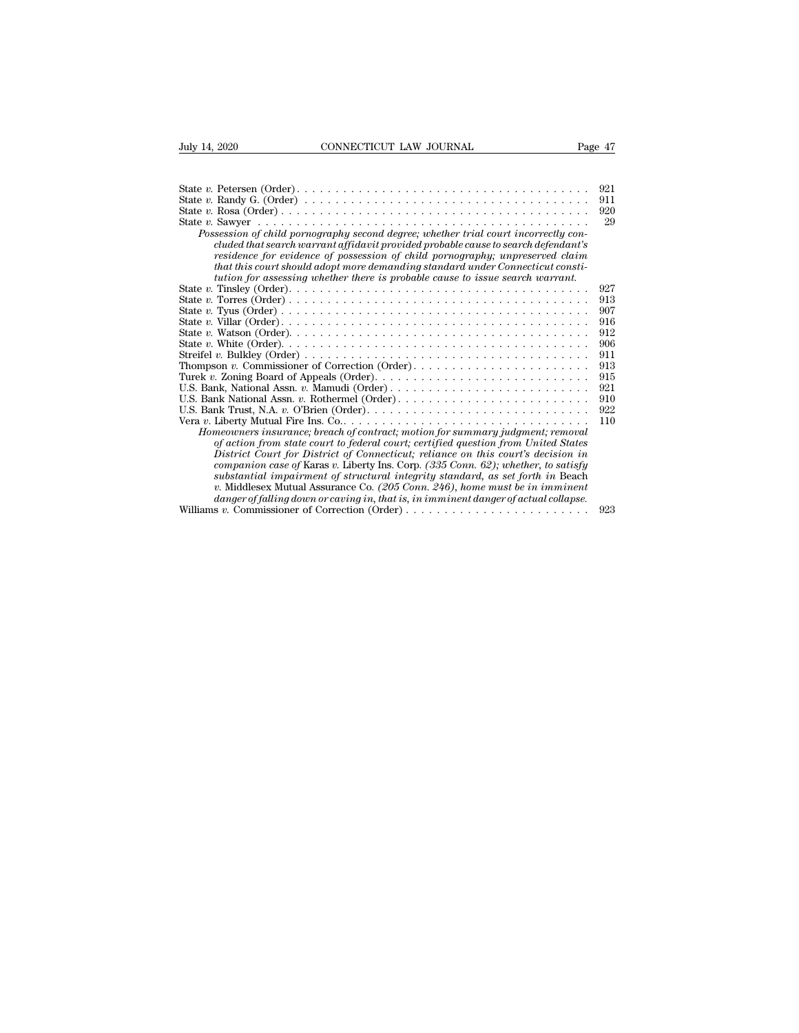State *v.* Petersen (Order) . . . . . . . . . . . . . . . . . . . . . . . . . . . . . . . . . . . . 921
State *v.* Randy G. (Order) . . . . . . . . . . . . . . . . . . . . . . . . . . . . . . . . . . . 911
State *v.* Rosa (Order) . . . . . . . . . . . . . . . . . . . . . . . . . . . . . . . . . . . . . . 920
State *v.* Sawyer . . . . . . . . . . . . . . . . . . . . . . . . . . . . . . . . . . . . . . . . . 29

*Possession of child pornography second degree; whether trial court incorrectly concluded that search warrant affidavit provided probable cause to search defendant's residence for evidence of possession of child pornography; unpreserved claim that this court should adopt more demanding standard under Connecticut constitution for assessing whether there is probable cause to issue search warrant.*

State *v.* Tinsley (Order). . . . . . . . . . . . . . . . . . . . . . . . . . . . . . . . . . . . . 927
State *v.* Torres (Order) . . . . . . . . . . . . . . . . . . . . . . . . . . . . . . . . . . . . . 913
State *v.* Tyus (Order) . . . . . . . . . . . . . . . . . . . . . . . . . . . . . . . . . . . . . . 907
State *v.* Villar (Order). . . . . . . . . . . . . . . . . . . . . . . . . . . . . . . . . . . . . . 916
State *v.* Watson (Order). . . . . . . . . . . . . . . . . . . . . . . . . . . . . . . . . . . . . 912
State *v.* White (Order). . . . . . . . . . . . . . . . . . . . . . . . . . . . . . . . . . . . . . 906
Streifel *v.* Bulkley (Order) . . . . . . . . . . . . . . . . . . . . . . . . . . . . . . . . . . . 911
Thompson *v.* Commissioner of Correction (Order) . . . . . . . . . . . . . . . . . . . . . . 913
Turek *v.* Zoning Board of Appeals (Order). . . . . . . . . . . . . . . . . . . . . . . . . . . 915
U.S. Bank, National Assn. *v.* Mamudi (Order) . . . . . . . . . . . . . . . . . . . . . . . . 921
U.S. Bank National Assn. *v.* Rothermel (Order) . . . . . . . . . . . . . . . . . . . . . . . 910
U.S. Bank Trust, N.A. *v.* O'Brien (Order). . . . . . . . . . . . . . . . . . . . . . . . . . . 922
Vera *v.* Liberty Mutual Fire Ins. Co.. . . . . . . . . . . . . . . . . . . . . . . . . . . . . . 110

*Homeowners insurance; breach of contract; motion for summary judgment; removal of action from state court to federal court; certified question from United States District Court for District of Connecticut; reliance on this court's decision in companion case of* Karas *v.* Liberty Ins. Corp. *(335 Conn. 62); whether, to satisfy substantial impairment of structural integrity standard, as set forth in* Beach *v.* Middlesex Mutual Assurance Co. *(205 Conn. 246), home must be in imminent danger of falling down or caving in, that is, in imminent danger of actual collapse.*

Williams *v.* Commissioner of Correction (Order) . . . . . . . . . . . . . . . . . . . . . . . 923